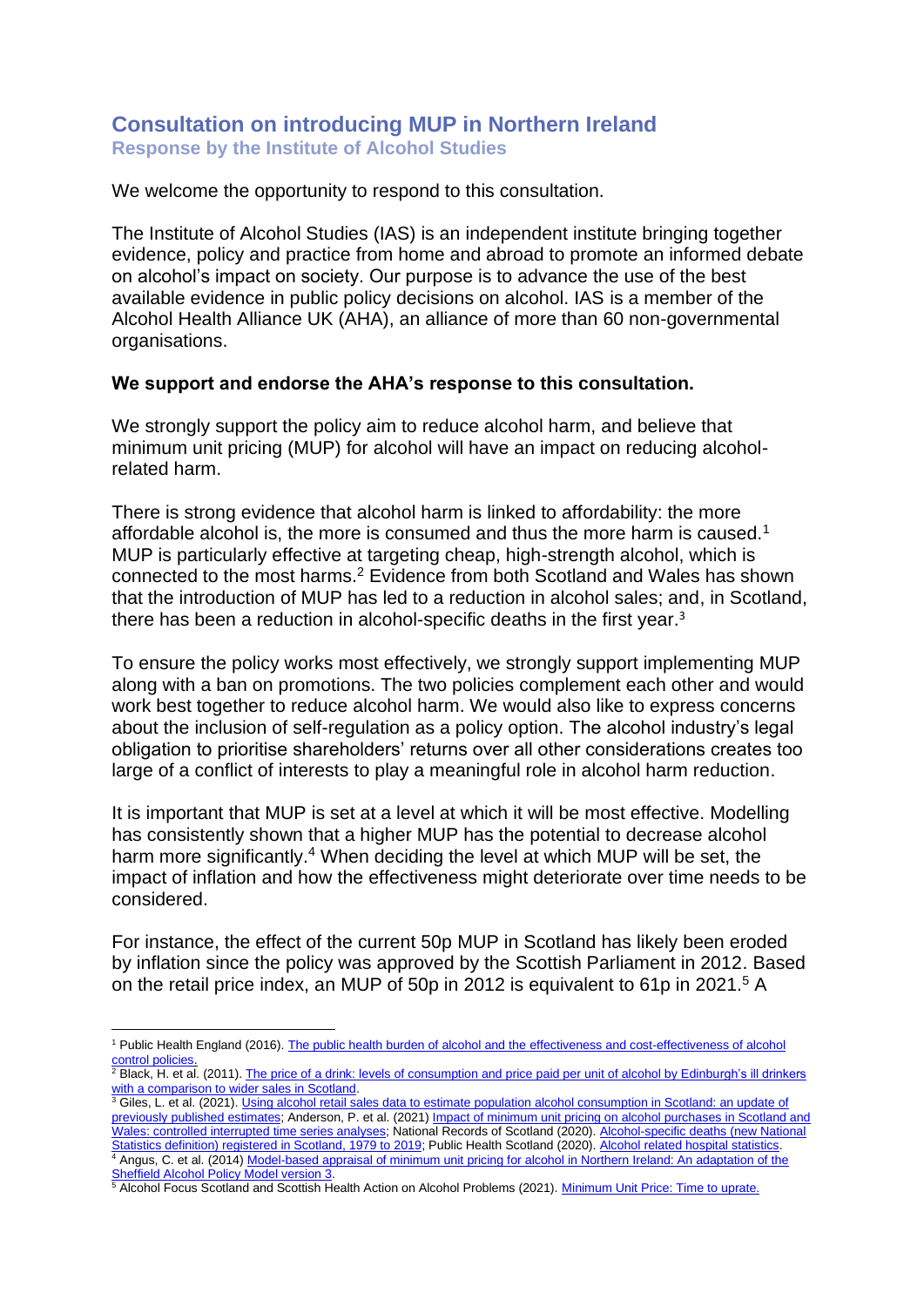# Consultation on introducing MUP in Northern Ireland

## Response by the Institute of Alcohol Studies

We welcome the opportunity to respond to this consultation.

The Institute of Alcohol Studies (IAS) is an independent institute bringing together evidence, policy and practice from home and abroad to promote an informed debate on alcohol's impact on society. Our purpose is to advance the use of the best available evidence in public policy decisions on alcohol. IAS is a member of the Alcohol Health Alliance UK (AHA), an alliance of more than 60 non-governmental organisations.

**We support and endorse the AHA's response to this consultation.**

We strongly support the policy aim to reduce alcohol harm, and believe that minimum unit pricing (MUP) for alcohol will have an impact on reducing alcohol-related harm.

There is strong evidence that alcohol harm is linked to affordability: the more affordable alcohol is, the more is consumed and thus the more harm is caused.[1] MUP is particularly effective at targeting cheap, high-strength alcohol, which is connected to the most harms.[2] Evidence from both Scotland and Wales has shown that the introduction of MUP has led to a reduction in alcohol sales; and, in Scotland, there has been a reduction in alcohol-specific deaths in the first year.[3]

To ensure the policy works most effectively, we strongly support implementing MUP along with a ban on promotions. The two policies complement each other and would work best together to reduce alcohol harm. We would also like to express concerns about the inclusion of self-regulation as a policy option. The alcohol industry's legal obligation to prioritise shareholders' returns over all other considerations creates too large of a conflict of interests to play a meaningful role in alcohol harm reduction.

It is important that MUP is set at a level at which it will be most effective. Modelling has consistently shown that a higher MUP has the potential to decrease alcohol harm more significantly.[4] When deciding the level at which MUP will be set, the impact of inflation and how the effectiveness might deteriorate over time needs to be considered.

For instance, the effect of the current 50p MUP in Scotland has likely been eroded by inflation since the policy was approved by the Scottish Parliament in 2012. Based on the retail price index, an MUP of 50p in 2012 is equivalent to 61p in 2021.[5] A

---

[1] Public Health England (2016). The public health burden of alcohol and the effectiveness and cost-effectiveness of alcohol control policies.

[2] Black, H. et al. (2011). The price of a drink: levels of consumption and price paid per unit of alcohol by Edinburgh's ill drinkers with a comparison to wider sales in Scotland.

[3] Giles, L. et al. (2021). Using alcohol retail sales data to estimate population alcohol consumption in Scotland: an update of previously published estimates; Anderson, P. et al. (2021) Impact of minimum unit pricing on alcohol purchases in Scotland and Wales: controlled interrupted time series analyses; National Records of Scotland (2020). Alcohol-specific deaths (new National Statistics definition) registered in Scotland, 1979 to 2019; Public Health Scotland (2020). Alcohol related hospital statistics.

[4] Angus, C. et al. (2014) Model-based appraisal of minimum unit pricing for alcohol in Northern Ireland: An adaptation of the Sheffield Alcohol Policy Model version 3.

[5] Alcohol Focus Scotland and Scottish Health Action on Alcohol Problems (2021). Minimum Unit Price: Time to uprate.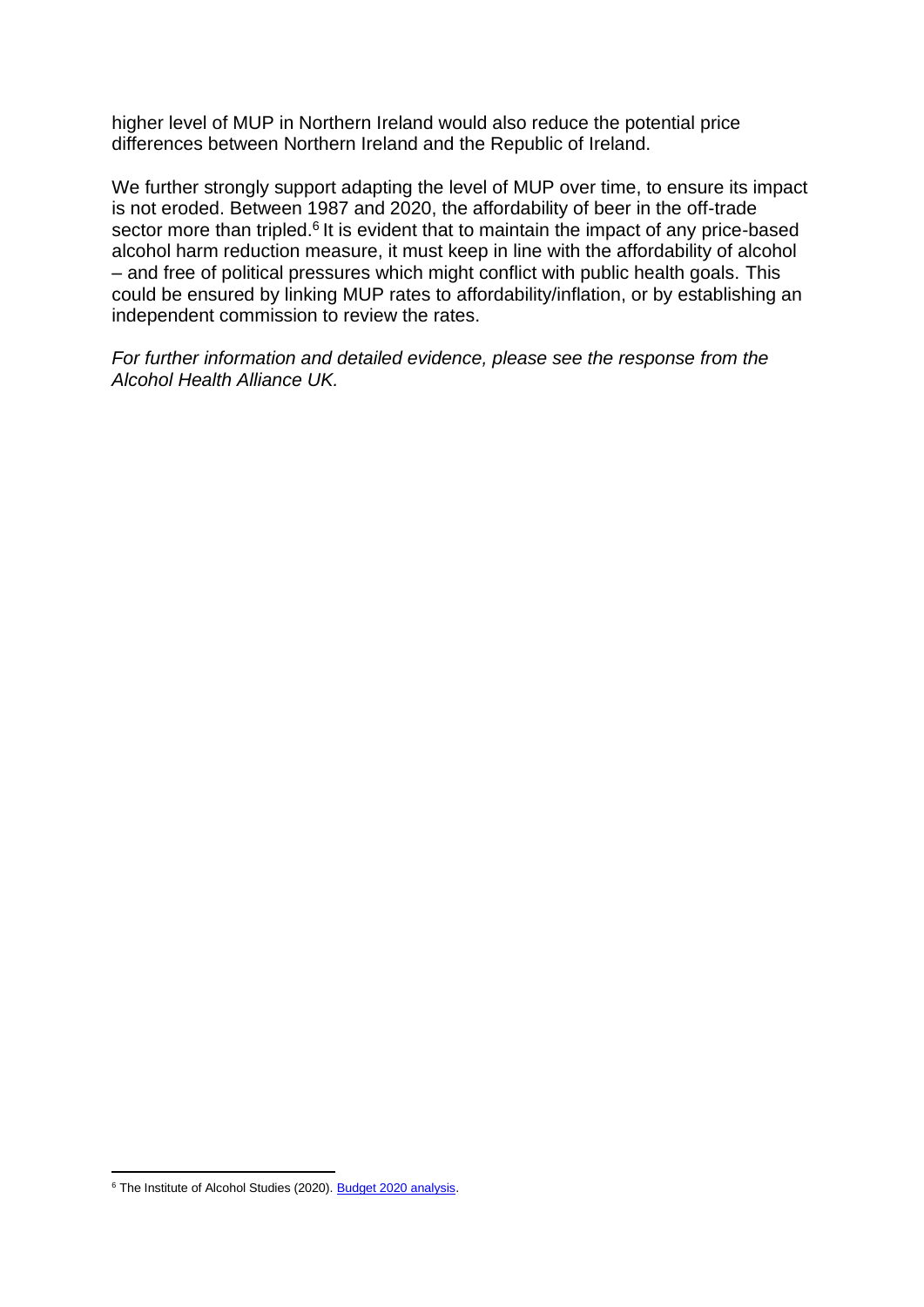higher level of MUP in Northern Ireland would also reduce the potential price differences between Northern Ireland and the Republic of Ireland.

We further strongly support adapting the level of MUP over time, to ensure its impact is not eroded. Between 1987 and 2020, the affordability of beer in the off-trade sector more than tripled.[6] It is evident that to maintain the impact of any price-based alcohol harm reduction measure, it must keep in line with the affordability of alcohol – and free of political pressures which might conflict with public health goals. This could be ensured by linking MUP rates to affordability/inflation, or by establishing an independent commission to review the rates.

*For further information and detailed evidence, please see the response from the Alcohol Health Alliance UK.*

---

[6] The Institute of Alcohol Studies (2020). [Budget 2020 analysis]().